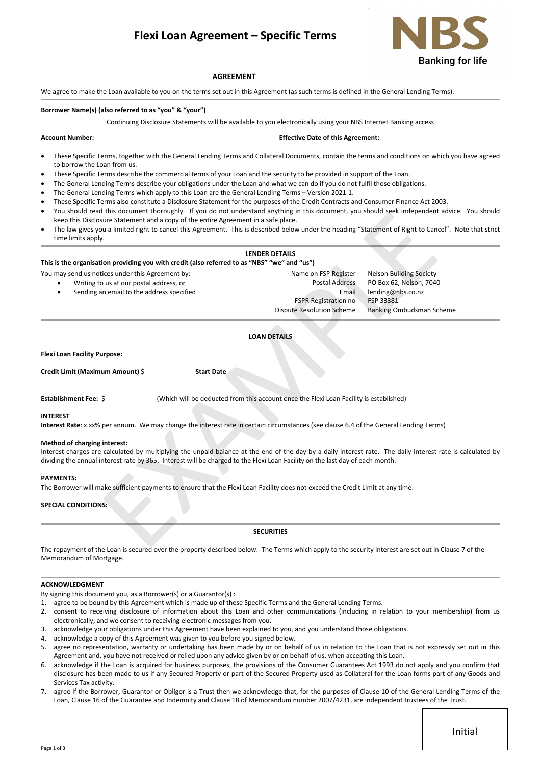# Flexi Loan Agreement – Specific Terms

NBS
Banking for life

## AGREEMENT

We agree to make the Loan available to you on the terms set out in this Agreement (as such terms is defined in the General Lending Terms).

**Borrower Name(s) (also referred to as "you" & "your")**

Continuing Disclosure Statements will be available to you electronically using your NBS Internet Banking access

**Account Number:**

**Effective Date of this Agreement:**

- These Specific Terms, together with the General Lending Terms and Collateral Documents, contain the terms and conditions on which you have agreed to borrow the Loan from us.
- These Specific Terms describe the commercial terms of your Loan and the security to be provided in support of the Loan.
- The General Lending Terms describe your obligations under the Loan and what we can do if you do not fulfil those obligations.
- The General Lending Terms which apply to this Loan are the General Lending Terms – Version 2021-1.
- These Specific Terms also constitute a Disclosure Statement for the purposes of the Credit Contracts and Consumer Finance Act 2003.
- You should read this document thoroughly. If you do not understand anything in this document, you should seek independent advice. You should keep this Disclosure Statement and a copy of the entire Agreement in a safe place.
- The law gives you a limited right to cancel this Agreement. This is described below under the heading "Statement of Right to Cancel". Note that strict time limits apply.

## LENDER DETAILS

**This is the organisation providing you with credit (also referred to as "NBS" "we" and "us")**

You may send us notices under this Agreement by:

- Writing to us at our postal address, or
- Sending an email to the address specified

| | |
|---|---|
| Name on FSP Register | Nelson Building Society |
| Postal Address | PO Box 62, Nelson, 7040 |
| Email | lending@nbs.co.nz |
| FSPR Registration no | FSP 33381 |
| Dispute Resolution Scheme | Banking Ombudsman Scheme |

## LOAN DETAILS

**Flexi Loan Facility Purpose:**

**Credit Limit (Maximum Amount)** $ **Start Date**

**Establishment Fee:** $ (Which will be deducted from this account once the Flexi Loan Facility is established)

**INTEREST**

**Interest Rate**: x.xx% per annum. We may change the interest rate in certain circumstances (see clause 6.4 of the General Lending Terms)

**Method of charging interest:**

Interest charges are calculated by multiplying the unpaid balance at the end of the day by a daily interest rate. The daily interest rate is calculated by dividing the annual interest rate by 365. Interest will be charged to the Flexi Loan Facility on the last day of each month.

**PAYMENTS:**

The Borrower will make sufficient payments to ensure that the Flexi Loan Facility does not exceed the Credit Limit at any time.

**SPECIAL CONDITIONS:**

## SECURITIES

The repayment of the Loan is secured over the property described below. The Terms which apply to the security interest are set out in Clause 7 of the Memorandum of Mortgage.

**ACKNOWLEDGMENT**

By signing this document you, as a Borrower(s) or a Guarantor(s) :

1. agree to be bound by this Agreement which is made up of these Specific Terms and the General Lending Terms.
2. consent to receiving disclosure of information about this Loan and other communications (including in relation to your membership) from us electronically; and we consent to receiving electronic messages from you.
3. acknowledge your obligations under this Agreement have been explained to you, and you understand those obligations.
4. acknowledge a copy of this Agreement was given to you before you signed below.
5. agree no representation, warranty or undertaking has been made by or on behalf of us in relation to the Loan that is not expressly set out in this Agreement and, you have not received or relied upon any advice given by or on behalf of us, when accepting this Loan.
6. acknowledge if the Loan is acquired for business purposes, the provisions of the Consumer Guarantees Act 1993 do not apply and you confirm that disclosure has been made to us if any Secured Property or part of the Secured Property used as Collateral for the Loan forms part of any Goods and Services Tax activity.
7. agree if the Borrower, Guarantor or Obligor is a Trust then we acknowledge that, for the purposes of Clause 10 of the General Lending Terms of the Loan, Clause 16 of the Guarantee and Indemnity and Clause 18 of Memorandum number 2007/4231, are independent trustees of the Trust.

Initial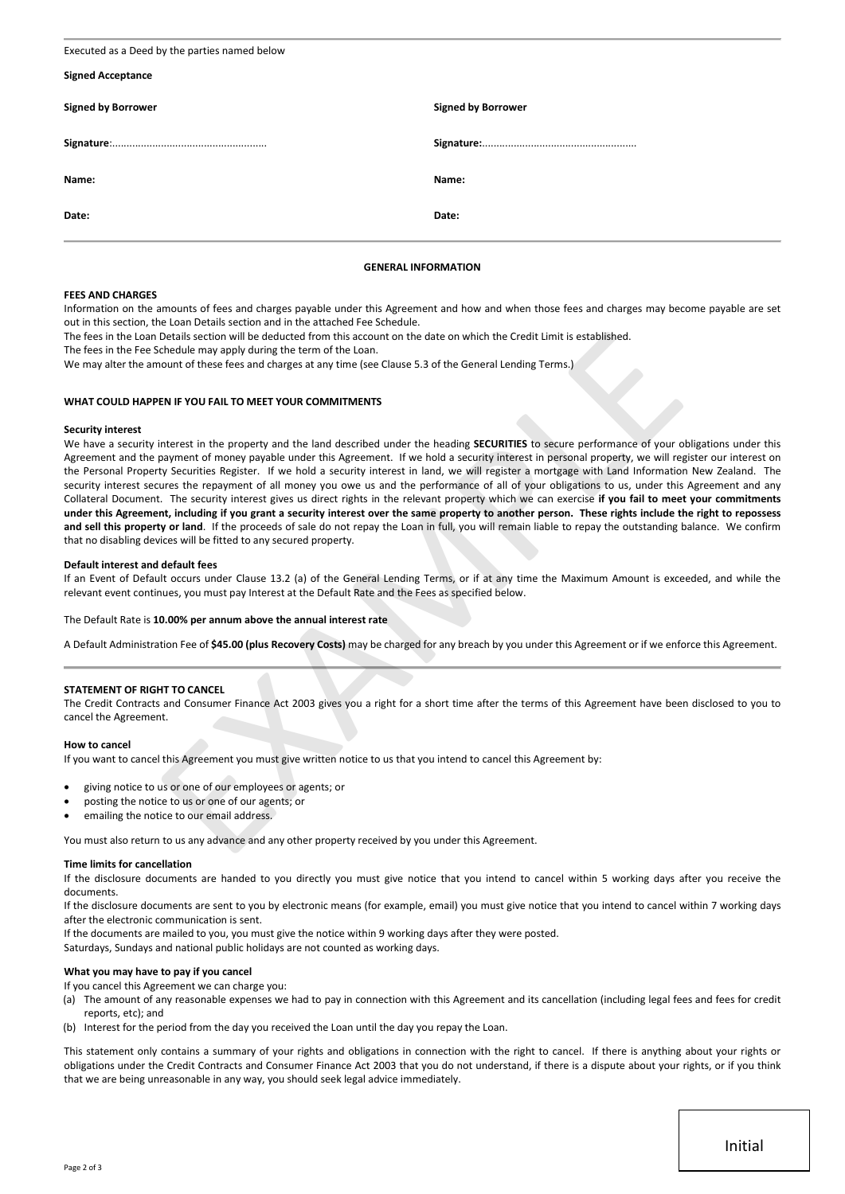Executed as a Deed by the parties named below

**Signed Acceptance**

| **Signed by Borrower** | **Signed by Borrower** |
|---|---|
| **Signature**:..................................................... | **Signature:**..................................................... |
| **Name:** | **Name:** |
| **Date:** | **Date:** |

## GENERAL INFORMATION

### FEES AND CHARGES

Information on the amounts of fees and charges payable under this Agreement and how and when those fees and charges may become payable are set out in this section, the Loan Details section and in the attached Fee Schedule.

The fees in the Loan Details section will be deducted from this account on the date on which the Credit Limit is established.

The fees in the Fee Schedule may apply during the term of the Loan.

We may alter the amount of these fees and charges at any time (see Clause 5.3 of the General Lending Terms.)

### WHAT COULD HAPPEN IF YOU FAIL TO MEET YOUR COMMITMENTS

**Security interest**

We have a security interest in the property and the land described under the heading **SECURITIES** to secure performance of your obligations under this Agreement and the payment of money payable under this Agreement. If we hold a security interest in personal property, we will register our interest on the Personal Property Securities Register. If we hold a security interest in land, we will register a mortgage with Land Information New Zealand. The security interest secures the repayment of all money you owe us and the performance of all of your obligations to us, under this Agreement and any Collateral Document. The security interest gives us direct rights in the relevant property which we can exercise **if you fail to meet your commitments under this Agreement, including if you grant a security interest over the same property to another person. These rights include the right to repossess and sell this property or land**. If the proceeds of sale do not repay the Loan in full, you will remain liable to repay the outstanding balance. We confirm that no disabling devices will be fitted to any secured property.

**Default interest and default fees**

If an Event of Default occurs under Clause 13.2 (a) of the General Lending Terms, or if at any time the Maximum Amount is exceeded, and while the relevant event continues, you must pay Interest at the Default Rate and the Fees as specified below.

The Default Rate is **10.00% per annum above the annual interest rate**

A Default Administration Fee of **$45.00 (plus Recovery Costs)** may be charged for any breach by you under this Agreement or if we enforce this Agreement.

### STATEMENT OF RIGHT TO CANCEL

The Credit Contracts and Consumer Finance Act 2003 gives you a right for a short time after the terms of this Agreement have been disclosed to you to cancel the Agreement.

**How to cancel**

If you want to cancel this Agreement you must give written notice to us that you intend to cancel this Agreement by:

- giving notice to us or one of our employees or agents; or
- posting the notice to us or one of our agents; or
- emailing the notice to our email address.

You must also return to us any advance and any other property received by you under this Agreement.

**Time limits for cancellation**

If the disclosure documents are handed to you directly you must give notice that you intend to cancel within 5 working days after you receive the documents.

If the disclosure documents are sent to you by electronic means (for example, email) you must give notice that you intend to cancel within 7 working days after the electronic communication is sent.

If the documents are mailed to you, you must give the notice within 9 working days after they were posted.

Saturdays, Sundays and national public holidays are not counted as working days.

**What you may have to pay if you cancel**

If you cancel this Agreement we can charge you:

(a) The amount of any reasonable expenses we had to pay in connection with this Agreement and its cancellation (including legal fees and fees for credit reports, etc); and

(b) Interest for the period from the day you received the Loan until the day you repay the Loan.

This statement only contains a summary of your rights and obligations in connection with the right to cancel. If there is anything about your rights or obligations under the Credit Contracts and Consumer Finance Act 2003 that you do not understand, if there is a dispute about your rights, or if you think that we are being unreasonable in any way, you should seek legal advice immediately.

Initial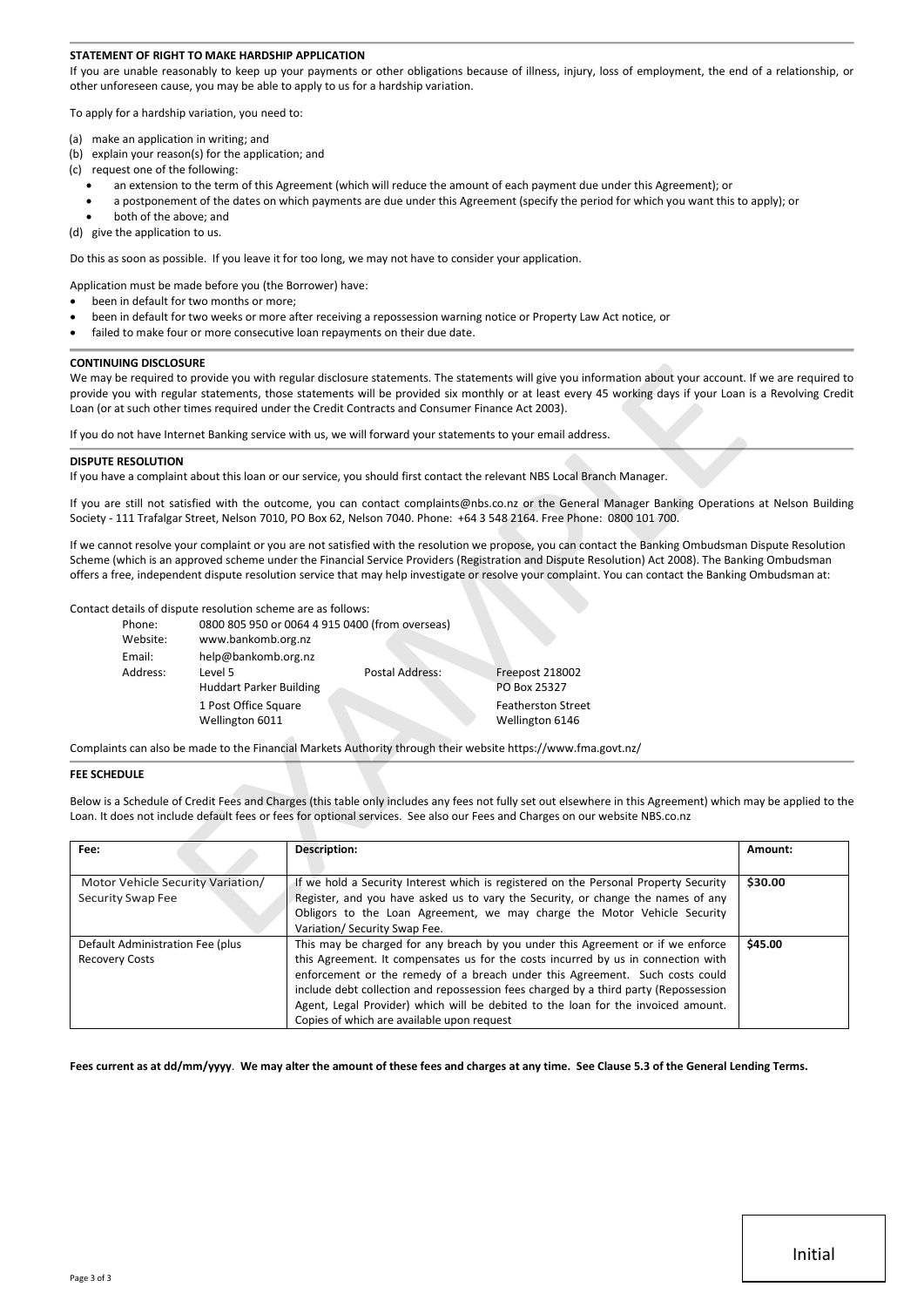## STATEMENT OF RIGHT TO MAKE HARDSHIP APPLICATION

If you are unable reasonably to keep up your payments or other obligations because of illness, injury, loss of employment, the end of a relationship, or other unforeseen cause, you may be able to apply to us for a hardship variation.

To apply for a hardship variation, you need to:

(a) make an application in writing; and
(b) explain your reason(s) for the application; and
(c) request one of the following:
- an extension to the term of this Agreement (which will reduce the amount of each payment due under this Agreement); or
- a postponement of the dates on which payments are due under this Agreement (specify the period for which you want this to apply); or
- both of the above; and

(d) give the application to us.

Do this as soon as possible. If you leave it for too long, we may not have to consider your application.

Application must be made before you (the Borrower) have:

- been in default for two months or more;
- been in default for two weeks or more after receiving a repossession warning notice or Property Law Act notice, or
- failed to make four or more consecutive loan repayments on their due date.

## CONTINUING DISCLOSURE

We may be required to provide you with regular disclosure statements. The statements will give you information about your account. If we are required to provide you with regular statements, those statements will be provided six monthly or at least every 45 working days if your Loan is a Revolving Credit Loan (or at such other times required under the Credit Contracts and Consumer Finance Act 2003).

If you do not have Internet Banking service with us, we will forward your statements to your email address.

## DISPUTE RESOLUTION

If you have a complaint about this loan or our service, you should first contact the relevant NBS Local Branch Manager.

If you are still not satisfied with the outcome, you can contact complaints@nbs.co.nz or the General Manager Banking Operations at Nelson Building Society - 111 Trafalgar Street, Nelson 7010, PO Box 62, Nelson 7040. Phone: +64 3 548 2164. Free Phone: 0800 101 700.

If we cannot resolve your complaint or you are not satisfied with the resolution we propose, you can contact the Banking Ombudsman Dispute Resolution Scheme (which is an approved scheme under the Financial Service Providers (Registration and Dispute Resolution) Act 2008). The Banking Ombudsman offers a free, independent dispute resolution service that may help investigate or resolve your complaint. You can contact the Banking Ombudsman at:

Contact details of dispute resolution scheme are as follows:

| | | | |
|---|---|---|---|
| Phone: | 0800 805 950 or 0064 4 915 0400 (from overseas) | | |
| Website: | www.bankomb.org.nz | | |
| Email: | help@bankomb.org.nz | | |
| Address: | Level 5<br>Huddart Parker Building<br>1 Post Office Square<br>Wellington 6011 | Postal Address: | Freepost 218002<br>PO Box 25327<br>Featherston Street<br>Wellington 6146 |

Complaints can also be made to the Financial Markets Authority through their website https://www.fma.govt.nz/

## FEE SCHEDULE

Below is a Schedule of Credit Fees and Charges (this table only includes any fees not fully set out elsewhere in this Agreement) which may be applied to the Loan. It does not include default fees or fees for optional services. See also our Fees and Charges on our website NBS.co.nz

| Fee: | Description: | Amount: |
|---|---|---|
| Motor Vehicle Security Variation/ Security Swap Fee | If we hold a Security Interest which is registered on the Personal Property Security Register, and you have asked us to vary the Security, or change the names of any Obligors to the Loan Agreement, we may charge the Motor Vehicle Security Variation/ Security Swap Fee. | **$30.00** |
| Default Administration Fee (plus Recovery Costs | This may be charged for any breach by you under this Agreement or if we enforce this Agreement. It compensates us for the costs incurred by us in connection with enforcement or the remedy of a breach under this Agreement. Such costs could include debt collection and repossession fees charged by a third party (Repossession Agent, Legal Provider) which will be debited to the loan for the invoiced amount. Copies of which are available upon request | **$45.00** |

**Fees current as at dd/mm/yyyy. We may alter the amount of these fees and charges at any time. See Clause 5.3 of the General Lending Terms.**

Initial